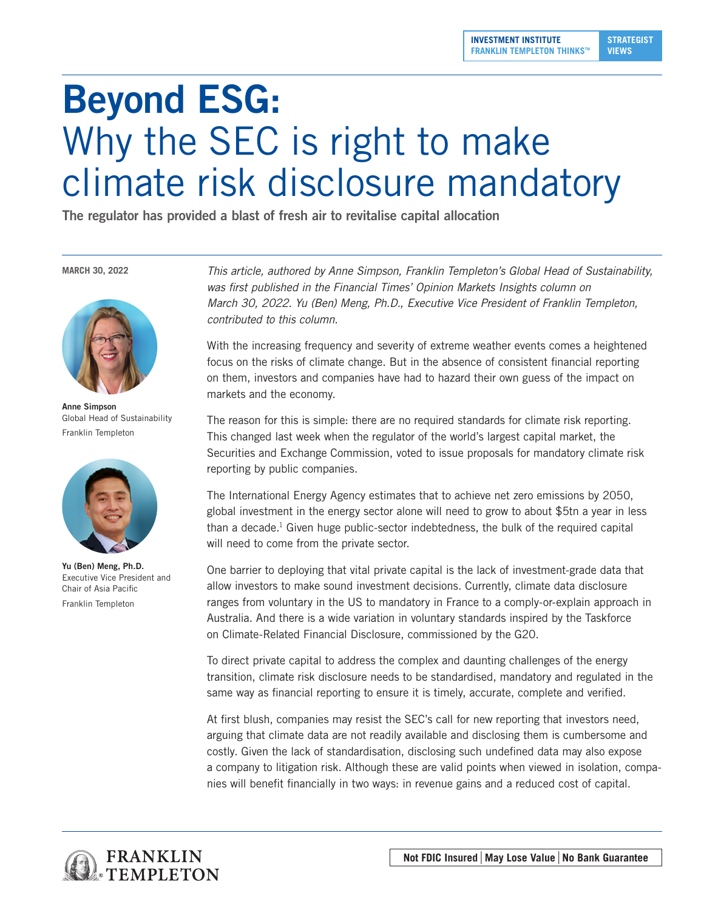INVESTMENT INSTITUTE
FRANKLIN TEMPLETON THINKS™

STRATEGIST VIEWS

# Beyond ESG:
# Why the SEC is right to make climate risk disclosure mandatory

**The regulator has provided a blast of fresh air to revitalise capital allocation**

**MARCH 30, 2022**

**Anne Simpson**
Global Head of Sustainability
Franklin Templeton

**Yu (Ben) Meng, Ph.D.**
Executive Vice President and Chair of Asia Pacific
Franklin Templeton

*This article, authored by Anne Simpson, Franklin Templeton's Global Head of Sustainability, was first published in the Financial Times' Opinion Markets Insights column on March 30, 2022. Yu (Ben) Meng, Ph.D., Executive Vice President of Franklin Templeton, contributed to this column.*

With the increasing frequency and severity of extreme weather events comes a heightened focus on the risks of climate change. But in the absence of consistent financial reporting on them, investors and companies have had to hazard their own guess of the impact on markets and the economy.

The reason for this is simple: there are no required standards for climate risk reporting. This changed last week when the regulator of the world's largest capital market, the Securities and Exchange Commission, voted to issue proposals for mandatory climate risk reporting by public companies.

The International Energy Agency estimates that to achieve net zero emissions by 2050, global investment in the energy sector alone will need to grow to about $5tn a year in less than a decade.[1] Given huge public-sector indebtedness, the bulk of the required capital will need to come from the private sector.

One barrier to deploying that vital private capital is the lack of investment-grade data that allow investors to make sound investment decisions. Currently, climate data disclosure ranges from voluntary in the US to mandatory in France to a comply-or-explain approach in Australia. And there is a wide variation in voluntary standards inspired by the Taskforce on Climate-Related Financial Disclosure, commissioned by the G20.

To direct private capital to address the complex and daunting challenges of the energy transition, climate risk disclosure needs to be standardised, mandatory and regulated in the same way as financial reporting to ensure it is timely, accurate, complete and verified.

At first blush, companies may resist the SEC's call for new reporting that investors need, arguing that climate data are not readily available and disclosing them is cumbersome and costly. Given the lack of standardisation, disclosing such undefined data may also expose a company to litigation risk. Although these are valid points when viewed in isolation, companies will benefit financially in two ways: in revenue gains and a reduced cost of capital.

FRANKLIN TEMPLETON

Not FDIC Insured | May Lose Value | No Bank Guarantee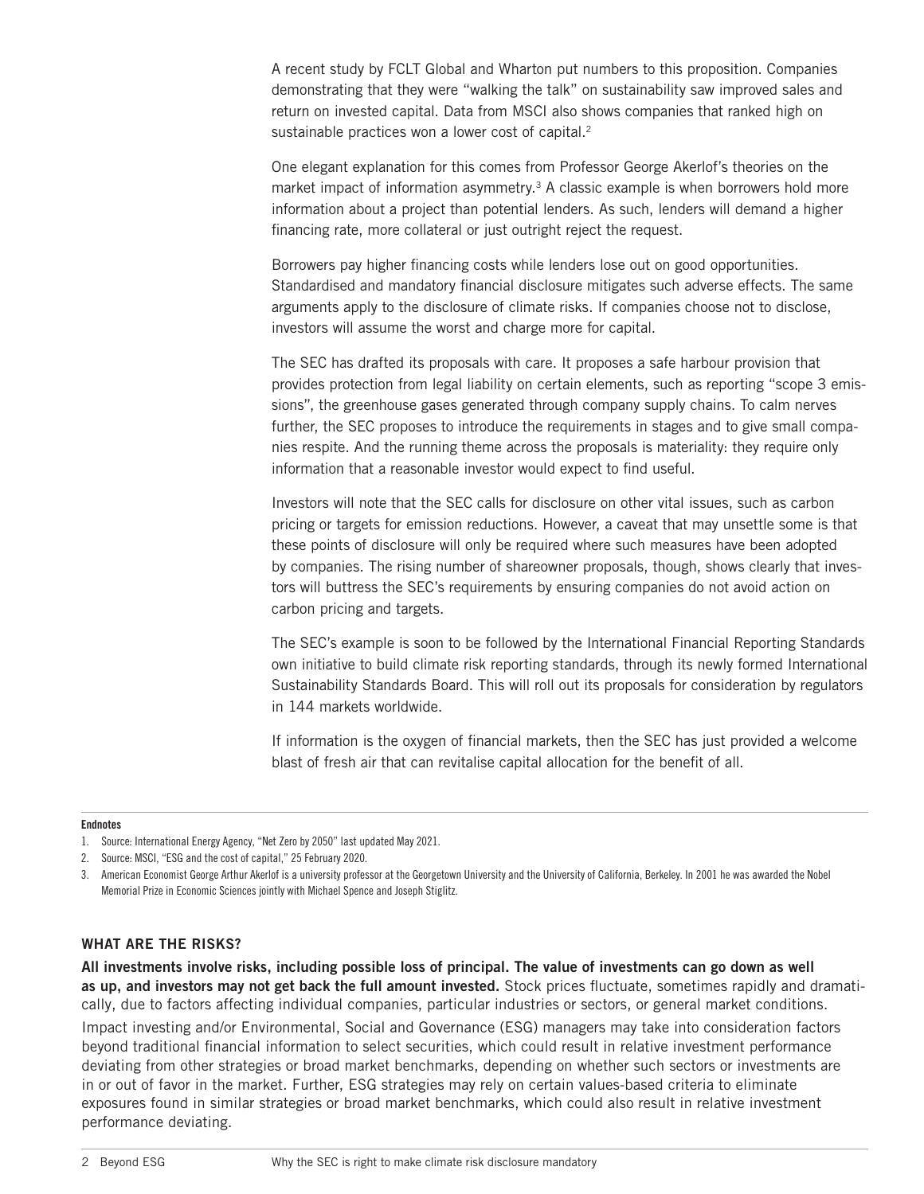A recent study by FCLT Global and Wharton put numbers to this proposition. Companies demonstrating that they were "walking the talk" on sustainability saw improved sales and return on invested capital. Data from MSCI also shows companies that ranked high on sustainable practices won a lower cost of capital.[2]

One elegant explanation for this comes from Professor George Akerlof's theories on the market impact of information asymmetry.[3] A classic example is when borrowers hold more information about a project than potential lenders. As such, lenders will demand a higher financing rate, more collateral or just outright reject the request.

Borrowers pay higher financing costs while lenders lose out on good opportunities. Standardised and mandatory financial disclosure mitigates such adverse effects. The same arguments apply to the disclosure of climate risks. If companies choose not to disclose, investors will assume the worst and charge more for capital.

The SEC has drafted its proposals with care. It proposes a safe harbour provision that provides protection from legal liability on certain elements, such as reporting "scope 3 emissions", the greenhouse gases generated through company supply chains. To calm nerves further, the SEC proposes to introduce the requirements in stages and to give small companies respite. And the running theme across the proposals is materiality: they require only information that a reasonable investor would expect to find useful.

Investors will note that the SEC calls for disclosure on other vital issues, such as carbon pricing or targets for emission reductions. However, a caveat that may unsettle some is that these points of disclosure will only be required where such measures have been adopted by companies. The rising number of shareowner proposals, though, shows clearly that investors will buttress the SEC's requirements by ensuring companies do not avoid action on carbon pricing and targets.

The SEC's example is soon to be followed by the International Financial Reporting Standards own initiative to build climate risk reporting standards, through its newly formed International Sustainability Standards Board. This will roll out its proposals for consideration by regulators in 144 markets worldwide.

If information is the oxygen of financial markets, then the SEC has just provided a welcome blast of fresh air that can revitalise capital allocation for the benefit of all.

**Endnotes**

1. Source: International Energy Agency, "Net Zero by 2050" last updated May 2021.
2. Source: MSCI, "ESG and the cost of capital," 25 February 2020.
3. American Economist George Arthur Akerlof is a university professor at the Georgetown University and the University of California, Berkeley. In 2001 he was awarded the Nobel Memorial Prize in Economic Sciences jointly with Michael Spence and Joseph Stiglitz.

## WHAT ARE THE RISKS?

**All investments involve risks, including possible loss of principal. The value of investments can go down as well as up, and investors may not get back the full amount invested.** Stock prices fluctuate, sometimes rapidly and dramatically, due to factors affecting individual companies, particular industries or sectors, or general market conditions.

Impact investing and/or Environmental, Social and Governance (ESG) managers may take into consideration factors beyond traditional financial information to select securities, which could result in relative investment performance deviating from other strategies or broad market benchmarks, depending on whether such sectors or investments are in or out of favor in the market. Further, ESG strategies may rely on certain values-based criteria to eliminate exposures found in similar strategies or broad market benchmarks, which could also result in relative investment performance deviating.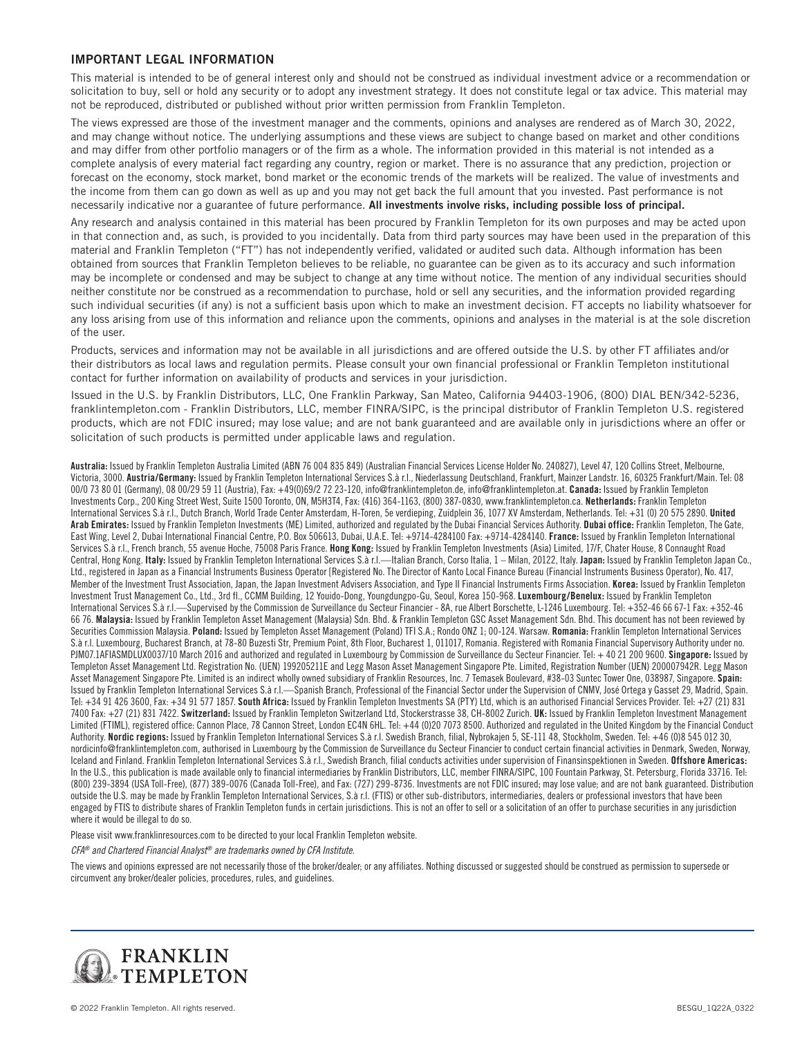## IMPORTANT LEGAL INFORMATION

This material is intended to be of general interest only and should not be construed as individual investment advice or a recommendation or solicitation to buy, sell or hold any security or to adopt any investment strategy. It does not constitute legal or tax advice. This material may not be reproduced, distributed or published without prior written permission from Franklin Templeton.

The views expressed are those of the investment manager and the comments, opinions and analyses are rendered as of March 30, 2022, and may change without notice. The underlying assumptions and these views are subject to change based on market and other conditions and may differ from other portfolio managers or of the firm as a whole. The information provided in this material is not intended as a complete analysis of every material fact regarding any country, region or market. There is no assurance that any prediction, projection or forecast on the economy, stock market, bond market or the economic trends of the markets will be realized. The value of investments and the income from them can go down as well as up and you may not get back the full amount that you invested. Past performance is not necessarily indicative nor a guarantee of future performance. **All investments involve risks, including possible loss of principal.**

Any research and analysis contained in this material has been procured by Franklin Templeton for its own purposes and may be acted upon in that connection and, as such, is provided to you incidentally. Data from third party sources may have been used in the preparation of this material and Franklin Templeton ("FT") has not independently verified, validated or audited such data. Although information has been obtained from sources that Franklin Templeton believes to be reliable, no guarantee can be given as to its accuracy and such information may be incomplete or condensed and may be subject to change at any time without notice. The mention of any individual securities should neither constitute nor be construed as a recommendation to purchase, hold or sell any securities, and the information provided regarding such individual securities (if any) is not a sufficient basis upon which to make an investment decision. FT accepts no liability whatsoever for any loss arising from use of this information and reliance upon the comments, opinions and analyses in the material is at the sole discretion of the user.

Products, services and information may not be available in all jurisdictions and are offered outside the U.S. by other FT affiliates and/or their distributors as local laws and regulation permits. Please consult your own financial professional or Franklin Templeton institutional contact for further information on availability of products and services in your jurisdiction.

Issued in the U.S. by Franklin Distributors, LLC, One Franklin Parkway, San Mateo, California 94403-1906, (800) DIAL BEN/342-5236, franklintempleton.com - Franklin Distributors, LLC, member FINRA/SIPC, is the principal distributor of Franklin Templeton U.S. registered products, which are not FDIC insured; may lose value; and are not bank guaranteed and are available only in jurisdictions where an offer or solicitation of such products is permitted under applicable laws and regulation.

**Australia:** Issued by Franklin Templeton Australia Limited (ABN 76 004 835 849) (Australian Financial Services License Holder No. 240827), Level 47, 120 Collins Street, Melbourne, Victoria, 3000. **Austria/Germany:** Issued by Franklin Templeton International Services S.à r.l., Niederlassung Deutschland, Frankfurt, Mainzer Landstr. 16, 60325 Frankfurt/Main. Tel: 08 00/0 73 80 01 (Germany), 08 00/29 59 11 (Austria), Fax: +49(0)69/2 72 23-120, info@franklintempleton.de, info@franklintempleton.at. **Canada:** Issued by Franklin Templeton Investments Corp., 200 King Street West, Suite 1500 Toronto, ON, M5H3T4, Fax: (416) 364-1163, (800) 387-0830, www.franklintempleton.ca. **Netherlands:** Franklin Templeton International Services S.à r.l., Dutch Branch, World Trade Center Amsterdam, H-Toren, 5e verdieping, Zuidplein 36, 1077 XV Amsterdam, Netherlands. Tel: +31 (0) 20 575 2890. **United Arab Emirates:** Issued by Franklin Templeton Investments (ME) Limited, authorized and regulated by the Dubai Financial Services Authority. **Dubai office:** Franklin Templeton, The Gate, East Wing, Level 2, Dubai International Financial Centre, P.O. Box 506613, Dubai, U.A.E. Tel: +9714-4284100 Fax: +9714-4284140. **France:** Issued by Franklin Templeton International Services S.à r.l., French branch, 55 avenue Hoche, 75008 Paris France. **Hong Kong:** Issued by Franklin Templeton Investments (Asia) Limited, 17/F, Chater House, 8 Connaught Road Central, Hong Kong. **Italy:** Issued by Franklin Templeton International Services S.à r.l.—Italian Branch, Corso Italia, 1 – Milan, 20122, Italy. **Japan:** Issued by Franklin Templeton Japan Co., Ltd., registered in Japan as a Financial Instruments Business Operator [Registered No. The Director of Kanto Local Finance Bureau (Financial Instruments Business Operator), No. 417, Member of the Investment Trust Association, Japan, the Japan Investment Advisers Association, and Type II Financial Instruments Firms Association. **Korea:** Issued by Franklin Templeton Investment Trust Management Co., Ltd., 3rd fl., CCMM Building, 12 Youido-Dong, Youngdungpo-Gu, Seoul, Korea 150-968. **Luxembourg/Benelux:** Issued by Franklin Templeton International Services S.à r.l.—Supervised by the Commission de Surveillance du Secteur Financier - 8A, rue Albert Borschette, L-1246 Luxembourg. Tel: +352-46 66 67-1 Fax: +352-46 66 76. **Malaysia:** Issued by Franklin Templeton Asset Management (Malaysia) Sdn. Bhd. & Franklin Templeton GSC Asset Management Sdn. Bhd. This document has not been reviewed by Securities Commission Malaysia. **Poland:** Issued by Templeton Asset Management (Poland) TFI S.A.; Rondo ONZ 1; 00-124. Warsaw. **Romania:** Franklin Templeton International Services S.à r.l. Luxembourg, Bucharest Branch, at 78-80 Buzesti Str, Premium Point, 8th Floor, Bucharest 1, 011017, Romania. Registered with Romania Financial Supervisory Authority under no. PJM07.1AFIASMDLUX0037/10 March 2016 and authorized and regulated in Luxembourg by Commission de Surveillance du Secteur Financier. Tel: + 40 21 200 9600. **Singapore:** Issued by Templeton Asset Management Ltd. Registration No. (UEN) 199205211E and Legg Mason Asset Management Singapore Pte. Limited, Registration Number (UEN) 200007942R. Legg Mason Asset Management Singapore Pte. Limited is an indirect wholly owned subsidiary of Franklin Resources, Inc. 7 Temasek Boulevard, #38-03 Suntec Tower One, 038987, Singapore. **Spain:** Issued by Franklin Templeton International Services S.à r.l.—Spanish Branch, Professional of the Financial Sector under the Supervision of CNMV, José Ortega y Gasset 29, Madrid, Spain. Tel: +34 91 426 3600, Fax: +34 91 577 1857. **South Africa:** Issued by Franklin Templeton Investments SA (PTY) Ltd, which is an authorised Financial Services Provider. Tel: +27 (21) 831 7400 Fax: +27 (21) 831 7422. **Switzerland:** Issued by Franklin Templeton Switzerland Ltd, Stockerstrasse 38, CH-8002 Zurich. **UK:** Issued by Franklin Templeton Investment Management Limited (FTIML), registered office: Cannon Place, 78 Cannon Street, London EC4N 6HL. Tel: +44 (0)20 7073 8500. Authorized and regulated in the United Kingdom by the Financial Conduct Authority. **Nordic regions:** Issued by Franklin Templeton International Services S.à r.l. Swedish Branch, filial, Nybrokajen 5, SE-111 48, Stockholm, Sweden. Tel: +46 (0)8 545 012 30, nordicinfo@franklintempleton.com, authorised in Luxembourg by the Commission de Surveillance du Secteur Financier to conduct certain financial activities in Denmark, Sweden, Norway, Iceland and Finland. Franklin Templeton International Services S.à r.l., Swedish Branch, filial conducts activities under supervision of Finansinspektionen in Sweden. **Offshore Americas:** In the U.S., this publication is made available only to financial intermediaries by Franklin Distributors, LLC, member FINRA/SIPC, 100 Fountain Parkway, St. Petersburg, Florida 33716. Tel: (800) 239-3894 (USA Toll-Free), (877) 389-0076 (Canada Toll-Free), and Fax: (727) 299-8736. Investments are not FDIC insured; may lose value; and are not bank guaranteed. Distribution outside the U.S. may be made by Franklin Templeton International Services, S.à r.l. (FTIS) or other sub-distributors, intermediaries, dealers or professional investors that have been engaged by FTIS to distribute shares of Franklin Templeton funds in certain jurisdictions. This is not an offer to sell or a solicitation of an offer to purchase securities in any jurisdiction where it would be illegal to do so.

Please visit www.franklinresources.com to be directed to your local Franklin Templeton website.

*CFA® and Chartered Financial Analyst® are trademarks owned by CFA Institute.*

The views and opinions expressed are not necessarily those of the broker/dealer; or any affiliates. Nothing discussed or suggested should be construed as permission to supersede or circumvent any broker/dealer policies, procedures, rules, and guidelines.

FRANKLIN TEMPLETON

© 2022 Franklin Templeton. All rights reserved.

BESGU_1Q22A_0322